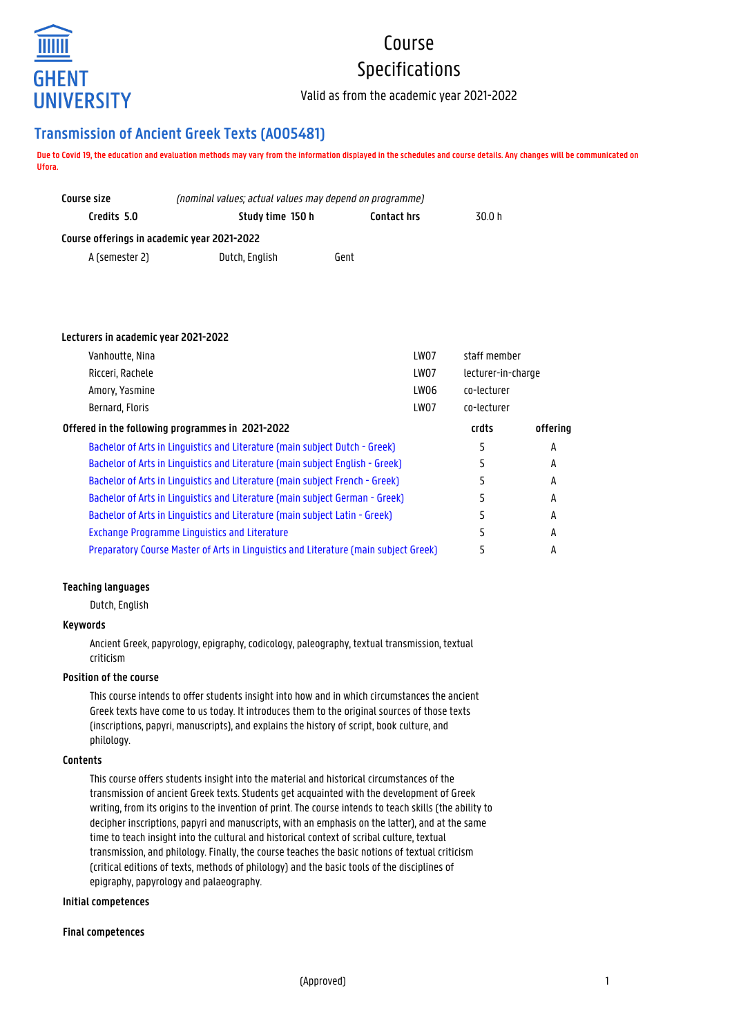GHENT UNIVERSITY

# Course Specifications

Valid as from the academic year 2021-2022

## Transmission of Ancient Greek Texts (A005481)

**Due to Covid 19, the education and evaluation methods may vary from the information displayed in the schedules and course details. Any changes will be communicated on Ufora.**

**Course size** *(nominal values; actual values may depend on programme)*

| Credits 5.0 | Study time 150 h | Contact hrs | 30.0 h |
|---|---|---|---|

**Course offerings in academic year 2021-2022**

| A (semester 2) | Dutch, English | Gent |
|---|---|---|

**Lecturers in academic year 2021-2022**

| | | |
|---|---|---|
| Vanhoutte, Nina | LW07 | staff member |
| Ricceri, Rachele | LW07 | lecturer-in-charge |
| Amory, Yasmine | LW06 | co-lecturer |
| Bernard, Floris | LW07 | co-lecturer |

| Offered in the following programmes in 2021-2022 | crdts | offering |
|---|---|---|
| Bachelor of Arts in Linguistics and Literature (main subject Dutch - Greek) | 5 | A |
| Bachelor of Arts in Linguistics and Literature (main subject English - Greek) | 5 | A |
| Bachelor of Arts in Linguistics and Literature (main subject French - Greek) | 5 | A |
| Bachelor of Arts in Linguistics and Literature (main subject German - Greek) | 5 | A |
| Bachelor of Arts in Linguistics and Literature (main subject Latin - Greek) | 5 | A |
| Exchange Programme Linguistics and Literature | 5 | A |
| Preparatory Course Master of Arts in Linguistics and Literature (main subject Greek) | 5 | A |

**Teaching languages**

Dutch, English

**Keywords**

Ancient Greek, papyrology, epigraphy, codicology, paleography, textual transmission, textual criticism

**Position of the course**

This course intends to offer students insight into how and in which circumstances the ancient Greek texts have come to us today. It introduces them to the original sources of those texts (inscriptions, papyri, manuscripts), and explains the history of script, book culture, and philology.

**Contents**

This course offers students insight into the material and historical circumstances of the transmission of ancient Greek texts. Students get acquainted with the development of Greek writing, from its origins to the invention of print. The course intends to teach skills (the ability to decipher inscriptions, papyri and manuscripts, with an emphasis on the latter), and at the same time to teach insight into the cultural and historical context of scribal culture, textual transmission, and philology. Finally, the course teaches the basic notions of textual criticism (critical editions of texts, methods of philology) and the basic tools of the disciplines of epigraphy, papyrology and palaeography.

**Initial competences**

**Final competences**

(Approved)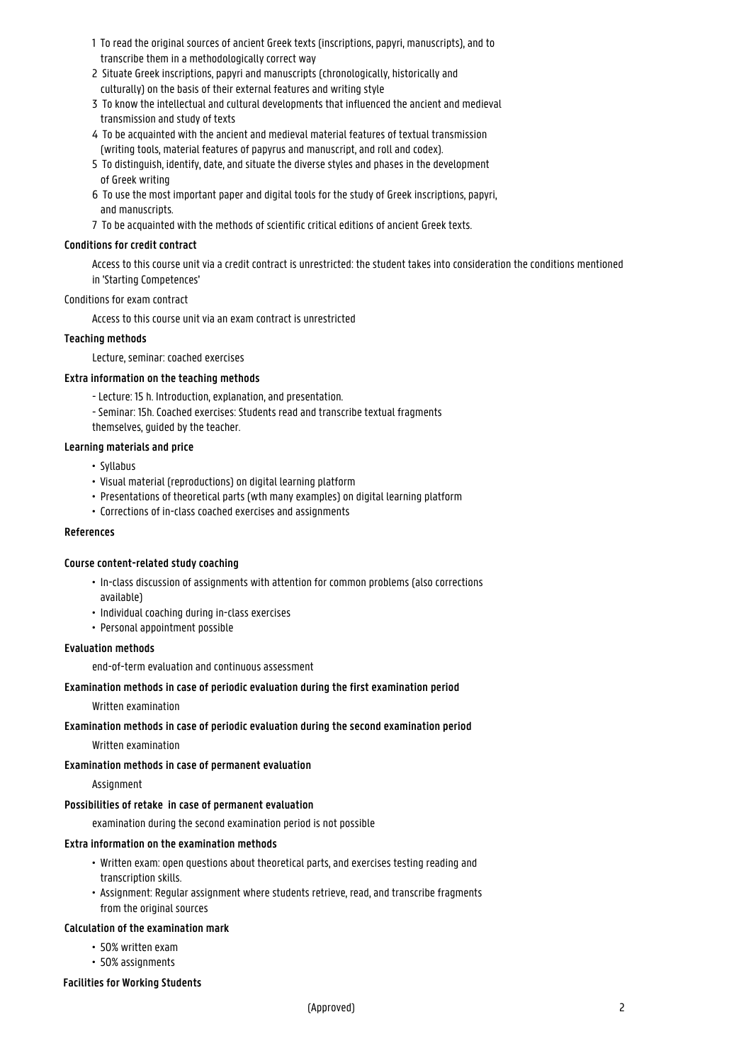1. To read the original sources of ancient Greek texts (inscriptions, papyri, manuscripts), and to transcribe them in a methodologically correct way
2. Situate Greek inscriptions, papyri and manuscripts (chronologically, historically and culturally) on the basis of their external features and writing style
3. To know the intellectual and cultural developments that influenced the ancient and medieval transmission and study of texts
4. To be acquainted with the ancient and medieval material features of textual transmission (writing tools, material features of papyrus and manuscript, and roll and codex).
5. To distinguish, identify, date, and situate the diverse styles and phases in the development of Greek writing
6. To use the most important paper and digital tools for the study of Greek inscriptions, papyri, and manuscripts.
7. To be acquainted with the methods of scientific critical editions of ancient Greek texts.

**Conditions for credit contract**

Access to this course unit via a credit contract is unrestricted: the student takes into consideration the conditions mentioned in 'Starting Competences'

Conditions for exam contract

Access to this course unit via an exam contract is unrestricted

**Teaching methods**

Lecture, seminar: coached exercises

**Extra information on the teaching methods**

- Lecture: 15 h. Introduction, explanation, and presentation.
- Seminar: 15h. Coached exercises: Students read and transcribe textual fragments themselves, guided by the teacher.

**Learning materials and price**

- Syllabus
- Visual material (reproductions) on digital learning platform
- Presentations of theoretical parts (wth many examples) on digital learning platform
- Corrections of in-class coached exercises and assignments

**References**

**Course content-related study coaching**

- In-class discussion of assignments with attention for common problems (also corrections available)
- Individual coaching during in-class exercises
- Personal appointment possible

**Evaluation methods**

end-of-term evaluation and continuous assessment

**Examination methods in case of periodic evaluation during the first examination period**

Written examination

**Examination methods in case of periodic evaluation during the second examination period**

Written examination

**Examination methods in case of permanent evaluation**

Assignment

**Possibilities of retake in case of permanent evaluation**

examination during the second examination period is not possible

**Extra information on the examination methods**

- Written exam: open questions about theoretical parts, and exercises testing reading and transcription skills.
- Assignment: Regular assignment where students retrieve, read, and transcribe fragments from the original sources

**Calculation of the examination mark**

- 50% written exam
- 50% assignments

**Facilities for Working Students**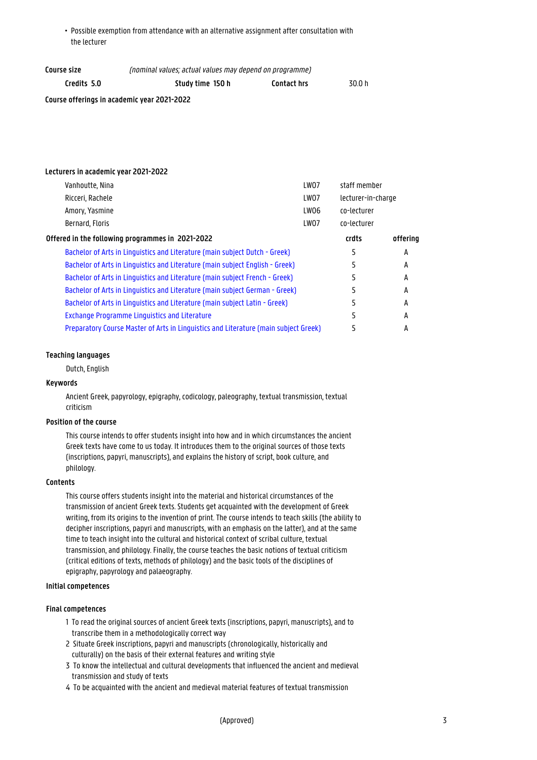- Possible exemption from attendance with an alternative assignment after consultation with the lecturer

**Course size** *(nominal values; actual values may depend on programme)*

| **Credits 5.0** | **Study time 150 h** | **Contact hrs** | 30.0 h |
|---|---|---|---|

**Course offerings in academic year 2021-2022**

**Lecturers in academic year 2021-2022**

| | | |
|---|---|---|
| Vanhoutte, Nina | LW07 | staff member |
| Ricceri, Rachele | LW07 | lecturer-in-charge |
| Amory, Yasmine | LW06 | co-lecturer |
| Bernard, Floris | LW07 | co-lecturer |

| **Offered in the following programmes in 2021-2022** | **crdts** | **offering** |
|---|---|---|
| Bachelor of Arts in Linguistics and Literature (main subject Dutch - Greek) | 5 | A |
| Bachelor of Arts in Linguistics and Literature (main subject English - Greek) | 5 | A |
| Bachelor of Arts in Linguistics and Literature (main subject French - Greek) | 5 | A |
| Bachelor of Arts in Linguistics and Literature (main subject German - Greek) | 5 | A |
| Bachelor of Arts in Linguistics and Literature (main subject Latin - Greek) | 5 | A |
| Exchange Programme Linguistics and Literature | 5 | A |
| Preparatory Course Master of Arts in Linguistics and Literature (main subject Greek) | 5 | A |

**Teaching languages**

Dutch, English

**Keywords**

Ancient Greek, papyrology, epigraphy, codicology, paleography, textual transmission, textual criticism

**Position of the course**

This course intends to offer students insight into how and in which circumstances the ancient Greek texts have come to us today. It introduces them to the original sources of those texts (inscriptions, papyri, manuscripts), and explains the history of script, book culture, and philology.

**Contents**

This course offers students insight into the material and historical circumstances of the transmission of ancient Greek texts. Students get acquainted with the development of Greek writing, from its origins to the invention of print. The course intends to teach skills (the ability to decipher inscriptions, papyri and manuscripts, with an emphasis on the latter), and at the same time to teach insight into the cultural and historical context of scribal culture, textual transmission, and philology. Finally, the course teaches the basic notions of textual criticism (critical editions of texts, methods of philology) and the basic tools of the disciplines of epigraphy, papyrology and palaeography.

**Initial competences**

**Final competences**

1. To read the original sources of ancient Greek texts (inscriptions, papyri, manuscripts), and to transcribe them in a methodologically correct way
2. Situate Greek inscriptions, papyri and manuscripts (chronologically, historically and culturally) on the basis of their external features and writing style
3. To know the intellectual and cultural developments that influenced the ancient and medieval transmission and study of texts
4. To be acquainted with the ancient and medieval material features of textual transmission

(Approved)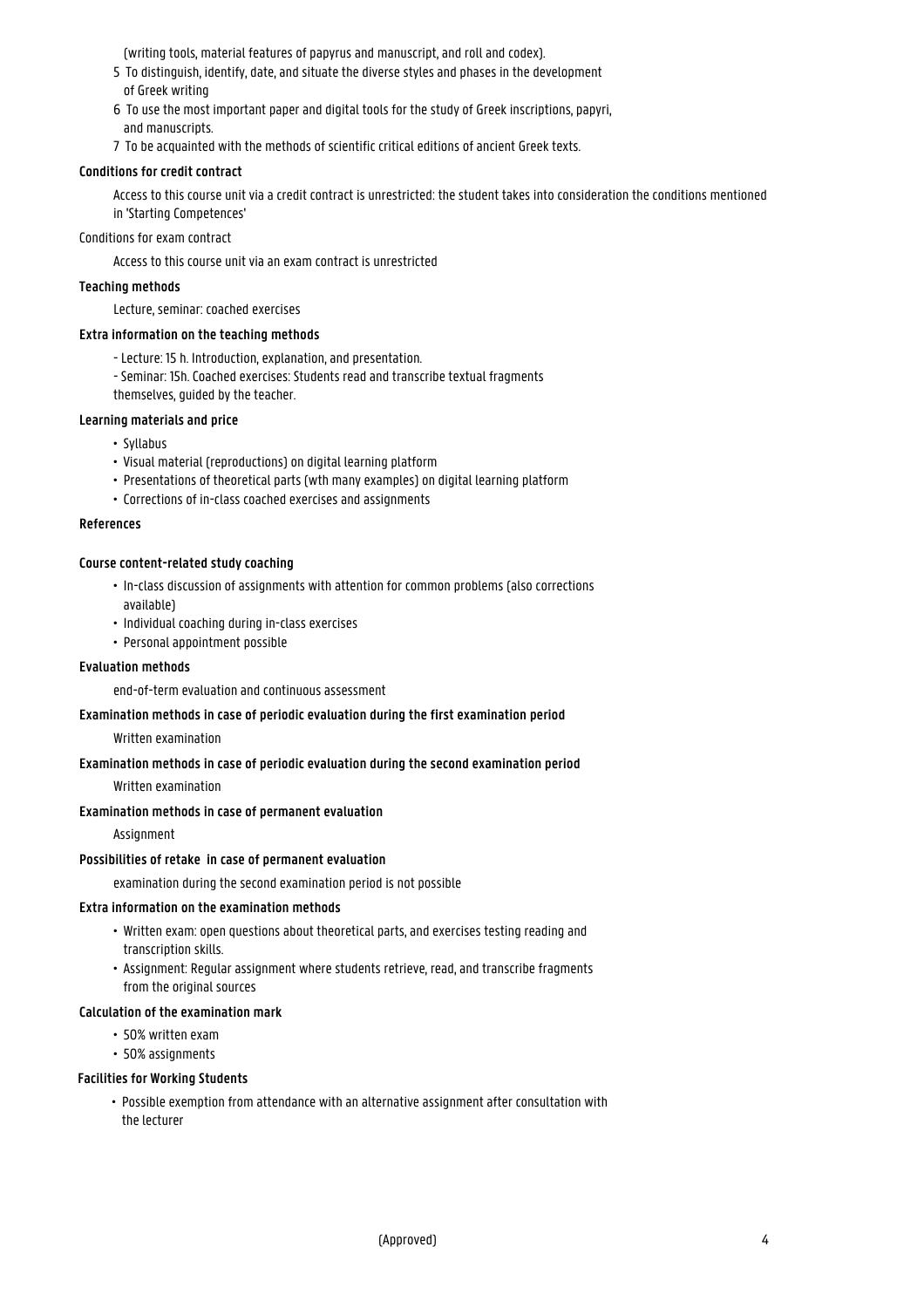(writing tools, material features of papyrus and manuscript, and roll and codex).

5 To distinguish, identify, date, and situate the diverse styles and phases in the development of Greek writing
6 To use the most important paper and digital tools for the study of Greek inscriptions, papyri, and manuscripts.
7 To be acquainted with the methods of scientific critical editions of ancient Greek texts.

**Conditions for credit contract**

Access to this course unit via a credit contract is unrestricted: the student takes into consideration the conditions mentioned in 'Starting Competences'

Conditions for exam contract

Access to this course unit via an exam contract is unrestricted

**Teaching methods**

Lecture, seminar: coached exercises

**Extra information on the teaching methods**

- Lecture: 15 h. Introduction, explanation, and presentation.
- Seminar: 15h. Coached exercises: Students read and transcribe textual fragments themselves, guided by the teacher.

**Learning materials and price**

- Syllabus
- Visual material (reproductions) on digital learning platform
- Presentations of theoretical parts (wth many examples) on digital learning platform
- Corrections of in-class coached exercises and assignments

**References**

**Course content-related study coaching**

- In-class discussion of assignments with attention for common problems (also corrections available)
- Individual coaching during in-class exercises
- Personal appointment possible

**Evaluation methods**

end-of-term evaluation and continuous assessment

**Examination methods in case of periodic evaluation during the first examination period**

Written examination

**Examination methods in case of periodic evaluation during the second examination period**

Written examination

**Examination methods in case of permanent evaluation**

Assignment

**Possibilities of retake in case of permanent evaluation**

examination during the second examination period is not possible

**Extra information on the examination methods**

- Written exam: open questions about theoretical parts, and exercises testing reading and transcription skills.
- Assignment: Regular assignment where students retrieve, read, and transcribe fragments from the original sources

**Calculation of the examination mark**

- 50% written exam
- 50% assignments

**Facilities for Working Students**

- Possible exemption from attendance with an alternative assignment after consultation with the lecturer

(Approved)